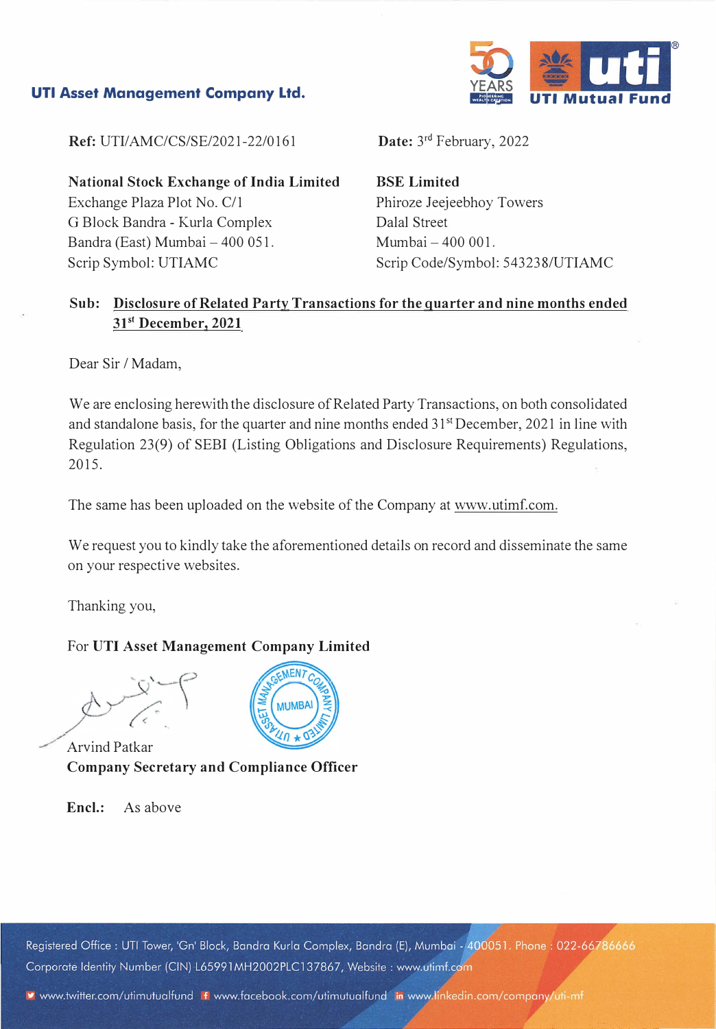**UTI Asset Management Company Ltd.**

**Ref:** UTI/AMC/CS/SE/2021-22/0161

**Date:** 3rd February, 2022

**National Stock Exchange of India Limited**
Exchange Plaza Plot No. C/1
G Block Bandra - Kurla Complex
Bandra (East) Mumbai – 400 051.
Scrip Symbol: UTIAMC

**BSE Limited**
Phiroze Jeejeebhoy Towers
Dalal Street
Mumbai – 400 001.
Scrip Code/Symbol: 543238/UTIAMC

**Sub: Disclosure of Related Party Transactions for the quarter and nine months ended 31st December, 2021**

Dear Sir / Madam,

We are enclosing herewith the disclosure of Related Party Transactions, on both consolidated and standalone basis, for the quarter and nine months ended 31st December, 2021 in line with Regulation 23(9) of SEBI (Listing Obligations and Disclosure Requirements) Regulations, 2015.

The same has been uploaded on the website of the Company at www.utimf.com.

We request you to kindly take the aforementioned details on record and disseminate the same on your respective websites.

Thanking you,

For **UTI Asset Management Company Limited**

Arvind Patkar
**Company Secretary and Compliance Officer**

**Encl.:** As above

Registered Office : UTI Tower, 'Gn' Block, Bandra Kurla Complex, Bandra (E), Mumbai - 400051. Phone : 022-66786666
Corporate Identity Number (CIN) L65991MH2002PLC137867, Website : www.utimf.com
www.twitter.com/utimutualfund www.facebook.com/utimutualfund www.linkedin.com/company/uti-mf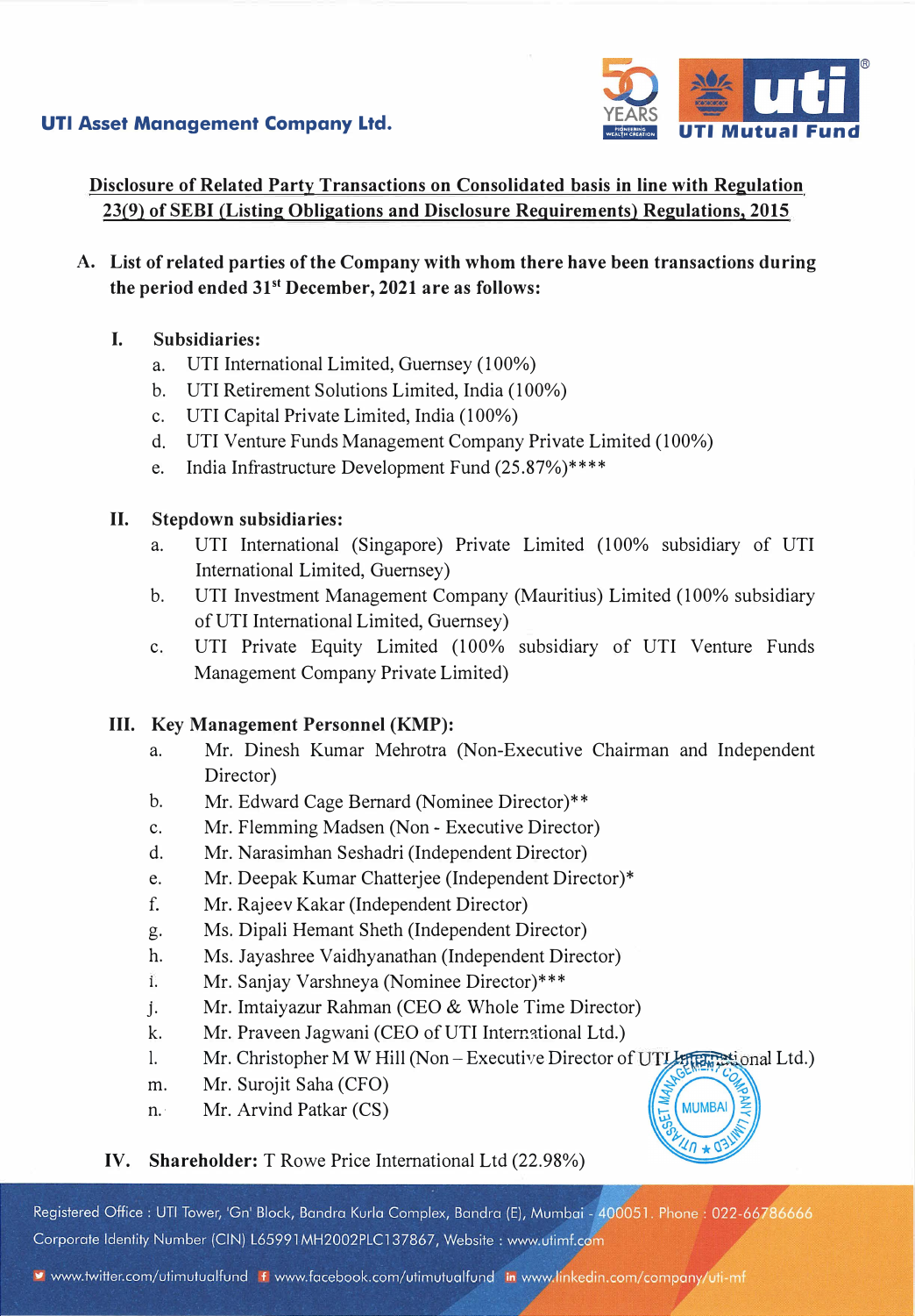UTI Asset Management Company Ltd.

## Disclosure of Related Party Transactions on Consolidated basis in line with Regulation 23(9) of SEBI (Listing Obligations and Disclosure Requirements) Regulations, 2015

**A. List of related parties of the Company with whom there have been transactions during the period ended 31st December, 2021 are as follows:**

**I. Subsidiaries:**

a. UTI International Limited, Guernsey (100%)
b. UTI Retirement Solutions Limited, India (100%)
c. UTI Capital Private Limited, India (100%)
d. UTI Venture Funds Management Company Private Limited (100%)
e. India Infrastructure Development Fund (25.87%)****

**II. Stepdown subsidiaries:**

a. UTI International (Singapore) Private Limited (100% subsidiary of UTI International Limited, Guernsey)
b. UTI Investment Management Company (Mauritius) Limited (100% subsidiary of UTI International Limited, Guernsey)
c. UTI Private Equity Limited (100% subsidiary of UTI Venture Funds Management Company Private Limited)

**III. Key Management Personnel (KMP):**

a. Mr. Dinesh Kumar Mehrotra (Non-Executive Chairman and Independent Director)
b. Mr. Edward Cage Bernard (Nominee Director)**
c. Mr. Flemming Madsen (Non - Executive Director)
d. Mr. Narasimhan Seshadri (Independent Director)
e. Mr. Deepak Kumar Chatterjee (Independent Director)*
f. Mr. Rajeev Kakar (Independent Director)
g. Ms. Dipali Hemant Sheth (Independent Director)
h. Ms. Jayashree Vaidhyanathan (Independent Director)
i. Mr. Sanjay Varshneya (Nominee Director)***
j. Mr. Imtaiyazur Rahman (CEO & Whole Time Director)
k. Mr. Praveen Jagwani (CEO of UTI International Ltd.)
l. Mr. Christopher M W Hill (Non – Executive Director of UTI International Ltd.)
m. Mr. Surojit Saha (CFO)
n. Mr. Arvind Patkar (CS)

**IV. Shareholder:** T Rowe Price International Ltd (22.98%)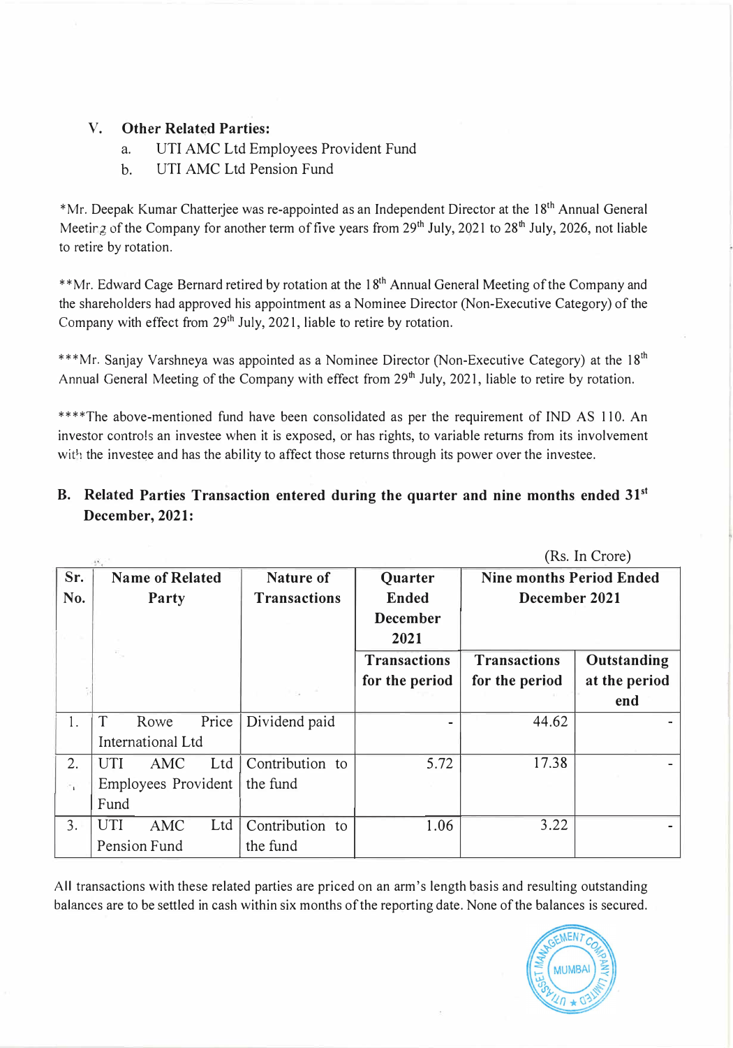### V. Other Related Parties:

a. UTI AMC Ltd Employees Provident Fund

b. UTI AMC Ltd Pension Fund

*Mr. Deepak Kumar Chatterjee was re-appointed as an Independent Director at the 18th Annual General Meeting of the Company for another term of five years from 29th July, 2021 to 28th July, 2026, not liable to retire by rotation.

**Mr. Edward Cage Bernard retired by rotation at the 18th Annual General Meeting of the Company and the shareholders had approved his appointment as a Nominee Director (Non-Executive Category) of the Company with effect from 29th July, 2021, liable to retire by rotation.

***Mr. Sanjay Varshneya was appointed as a Nominee Director (Non-Executive Category) at the 18th Annual General Meeting of the Company with effect from 29th July, 2021, liable to retire by rotation.

****The above-mentioned fund have been consolidated as per the requirement of IND AS 110. An investor controls an investee when it is exposed, or has rights, to variable returns from its involvement with the investee and has the ability to affect those returns through its power over the investee.

## B. Related Parties Transaction entered during the quarter and nine months ended 31st December, 2021:

(Rs. In Crore)

| Sr. No. | Name of Related Party | Nature of Transactions | Quarter Ended December 2021 | Nine months Period Ended December 2021 | |
|---|---|---|---|---|---|
| | | | Transactions for the period | Transactions for the period | Outstanding at the period end |
| 1. | T Rowe Price International Ltd | Dividend paid | - | 44.62 | - |
| 2. | UTI AMC Ltd Employees Provident Fund | Contribution to the fund | 5.72 | 17.38 | - |
| 3. | UTI AMC Ltd Pension Fund | Contribution to the fund | 1.06 | 3.22 | - |

All transactions with these related parties are priced on an arm's length basis and resulting outstanding balances are to be settled in cash within six months of the reporting date. None of the balances is secured.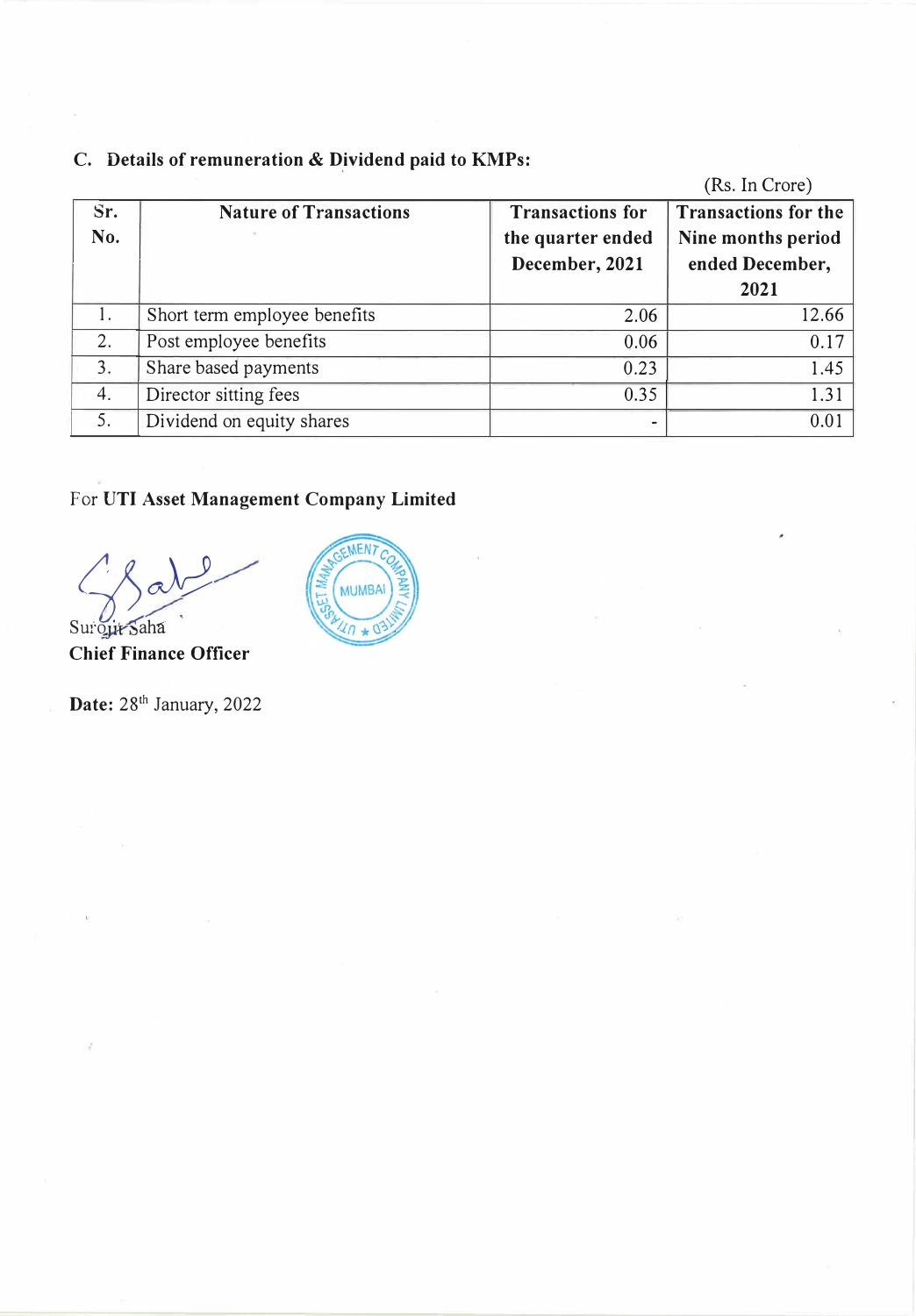### C. Details of remuneration & Dividend paid to KMPs:

(Rs. In Crore)

| Sr. No. | Nature of Transactions | Transactions for the quarter ended December, 2021 | Transactions for the Nine months period ended December, 2021 |
|---|---|---|---|
| 1. | Short term employee benefits | 2.06 | 12.66 |
| 2. | Post employee benefits | 0.06 | 0.17 |
| 3. | Share based payments | 0.23 | 1.45 |
| 4. | Director sitting fees | 0.35 | 1.31 |
| 5. | Dividend on equity shares | - | 0.01 |

For **UTI Asset Management Company Limited**

Surojit Saha
**Chief Finance Officer**

**Date:** 28th January, 2022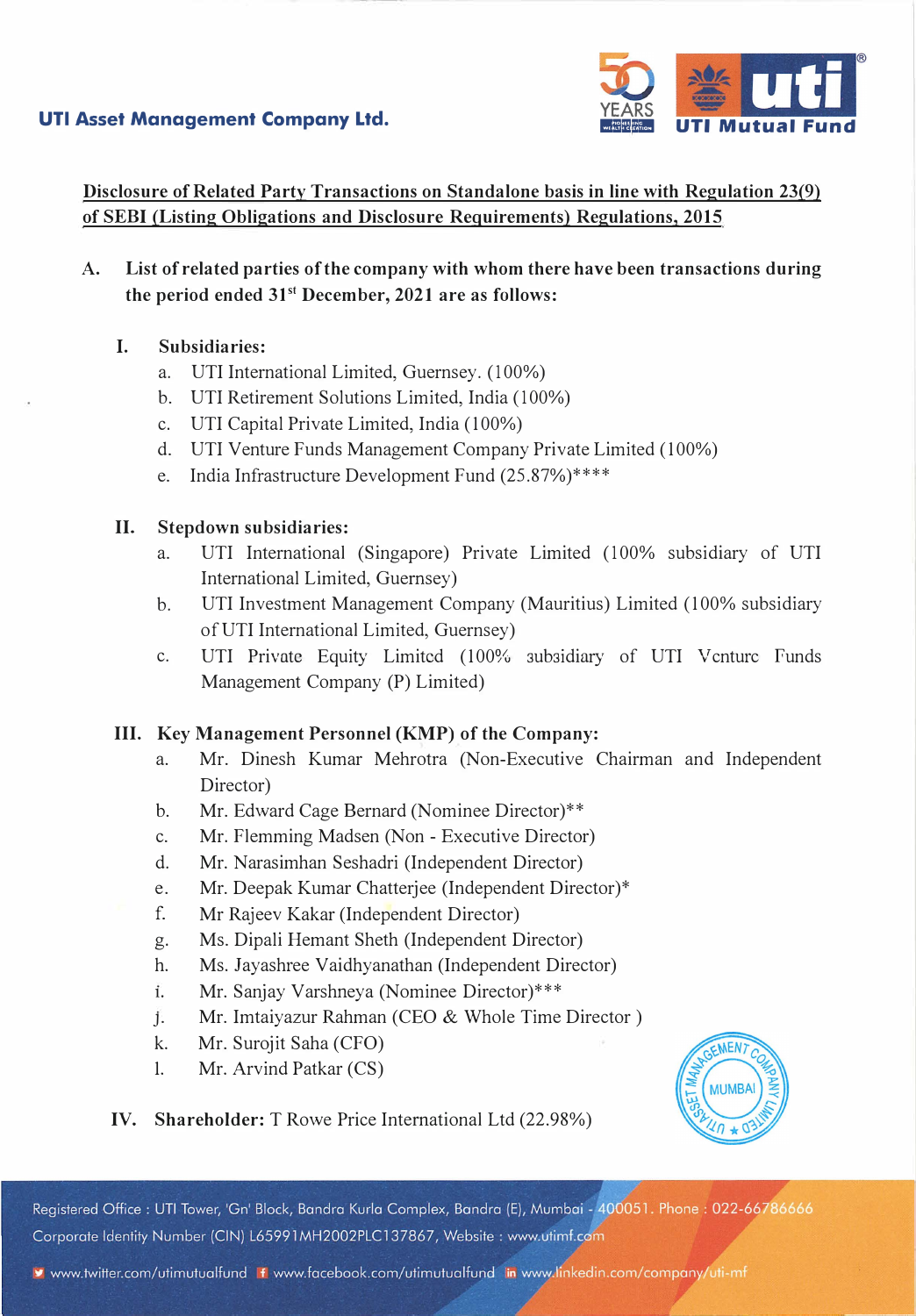**UTI Asset Management Company Ltd.**

**Disclosure of Related Party Transactions on Standalone basis in line with Regulation 23(9) of SEBI (Listing Obligations and Disclosure Requirements) Regulations, 2015**

**A. List of related parties of the company with whom there have been transactions during the period ended 31st December, 2021 are as follows:**

**I. Subsidiaries:**

a. UTI International Limited, Guernsey. (100%)
b. UTI Retirement Solutions Limited, India (100%)
c. UTI Capital Private Limited, India (100%)
d. UTI Venture Funds Management Company Private Limited (100%)
e. India Infrastructure Development Fund (25.87%)****

**II. Stepdown subsidiaries:**

a. UTI International (Singapore) Private Limited (100% subsidiary of UTI International Limited, Guernsey)
b. UTI Investment Management Company (Mauritius) Limited (100% subsidiary of UTI International Limited, Guernsey)
c. UTI Private Equity Limited (100% subsidiary of UTI Venture Funds Management Company (P) Limited)

**III. Key Management Personnel (KMP) of the Company:**

a. Mr. Dinesh Kumar Mehrotra (Non-Executive Chairman and Independent Director)
b. Mr. Edward Cage Bernard (Nominee Director)**
c. Mr. Flemming Madsen (Non - Executive Director)
d. Mr. Narasimhan Seshadri (Independent Director)
e. Mr. Deepak Kumar Chatterjee (Independent Director)*
f. Mr Rajeev Kakar (Independent Director)
g. Ms. Dipali Hemant Sheth (Independent Director)
h. Ms. Jayashree Vaidhyanathan (Independent Director)
i. Mr. Sanjay Varshneya (Nominee Director)***
j. Mr. Imtaiyazur Rahman (CEO & Whole Time Director )
k. Mr. Surojit Saha (CFO)
l. Mr. Arvind Patkar (CS)

**IV. Shareholder:** T Rowe Price International Ltd (22.98%)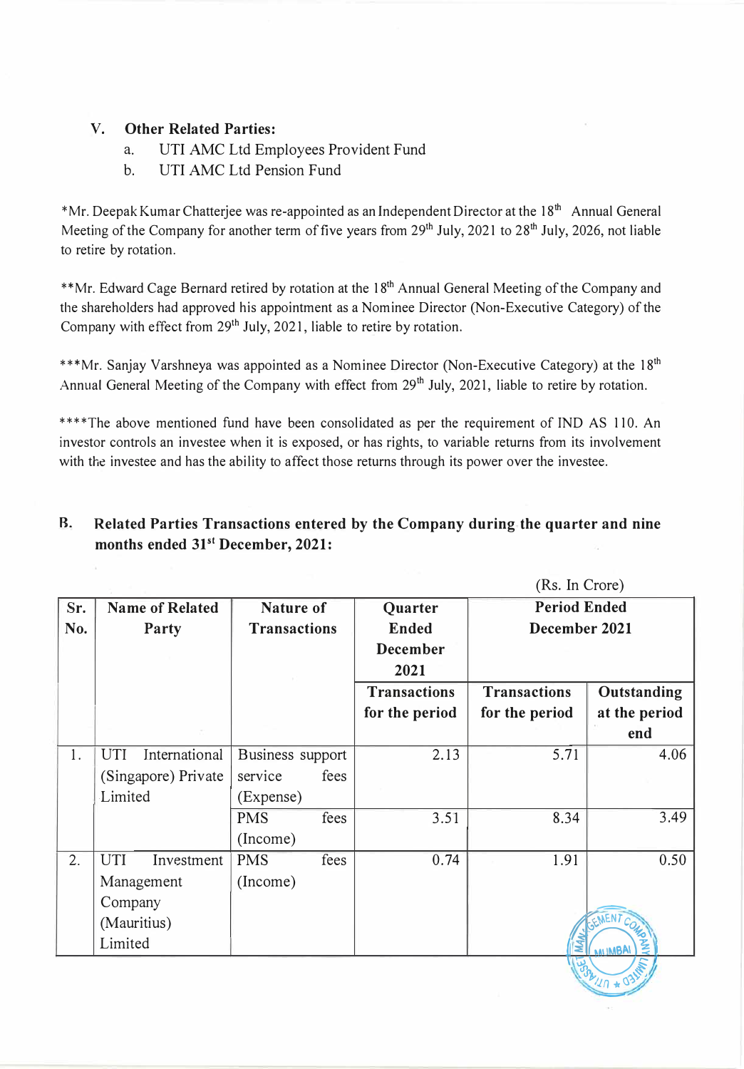## V. Other Related Parties:

a. UTI AMC Ltd Employees Provident Fund

b. UTI AMC Ltd Pension Fund

*Mr. Deepak Kumar Chatterjee was re-appointed as an Independent Director at the 18th Annual General Meeting of the Company for another term of five years from 29th July, 2021 to 28th July, 2026, not liable to retire by rotation.

**Mr. Edward Cage Bernard retired by rotation at the 18th Annual General Meeting of the Company and the shareholders had approved his appointment as a Nominee Director (Non-Executive Category) of the Company with effect from 29th July, 2021, liable to retire by rotation.

***Mr. Sanjay Varshneya was appointed as a Nominee Director (Non-Executive Category) at the 18th Annual General Meeting of the Company with effect from 29th July, 2021, liable to retire by rotation.

****The above mentioned fund have been consolidated as per the requirement of IND AS 110. An investor controls an investee when it is exposed, or has rights, to variable returns from its involvement with the investee and has the ability to affect those returns through its power over the investee.

## B. Related Parties Transactions entered by the Company during the quarter and nine months ended 31st December, 2021:

(Rs. In Crore)

| Sr. No. | Name of Related Party | Nature of Transactions | Quarter Ended December 2021 | Period Ended December 2021 | |
|---|---|---|---|---|---|
| | | | Transactions for the period | Transactions for the period | Outstanding at the period end |
| 1. | UTI International (Singapore) Private Limited | Business support service fees (Expense) | 2.13 | 5.71 | 4.06 |
| | | PMS fees (Income) | 3.51 | 8.34 | 3.49 |
| 2. | UTI Investment Management Company (Mauritius) Limited | PMS fees (Income) | 0.74 | 1.91 | 0.50 |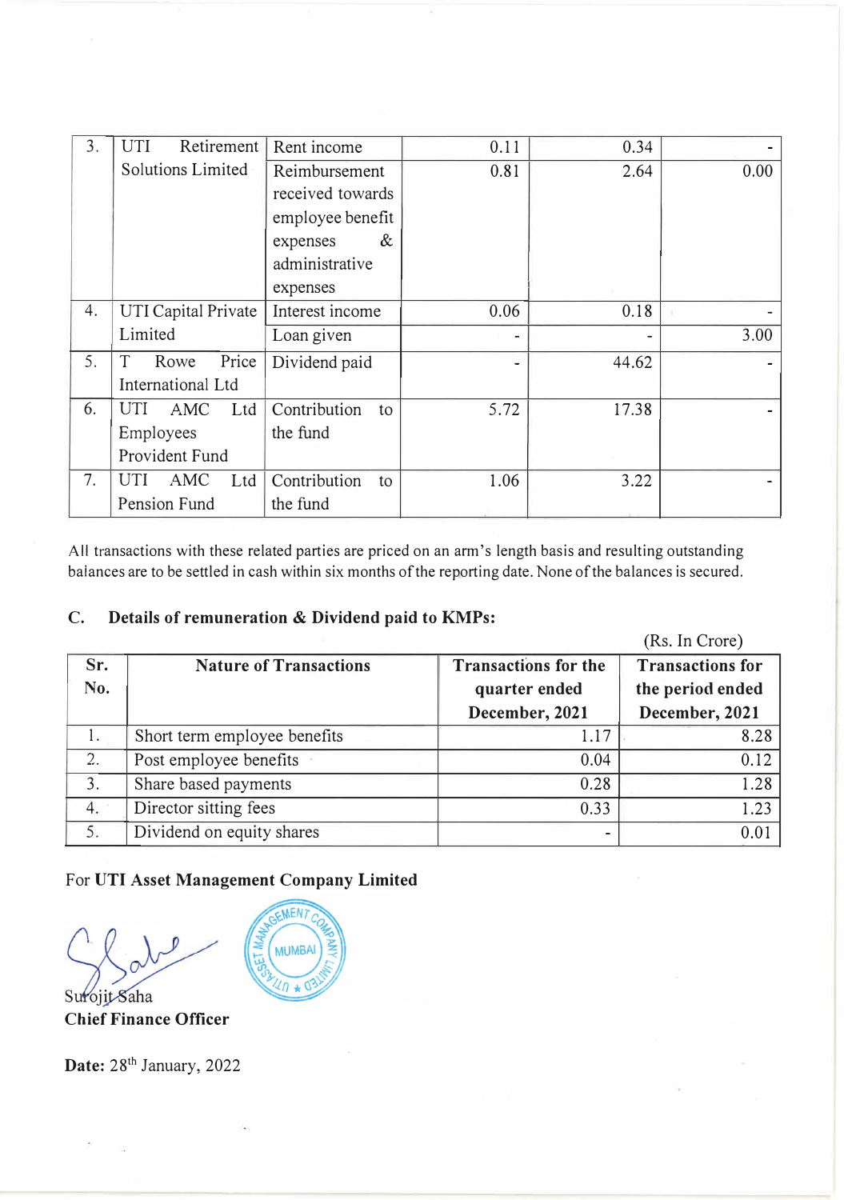| | | | | | |
|---|---|---|---|---|---|
| 3. | UTI Retirement Solutions Limited | Rent income | 0.11 | 0.34 | - |
| | | Reimbursement received towards employee benefit expenses & administrative expenses | 0.81 | 2.64 | 0.00 |
| 4. | UTI Capital Private Limited | Interest income | 0.06 | 0.18 | - |
| | | Loan given | - | - | 3.00 |
| 5. | T Rowe Price International Ltd | Dividend paid | - | 44.62 | - |
| 6. | UTI AMC Ltd Employees Provident Fund | Contribution to the fund | 5.72 | 17.38 | - |
| 7. | UTI AMC Ltd Pension Fund | Contribution to the fund | 1.06 | 3.22 | - |

All transactions with these related parties are priced on an arm's length basis and resulting outstanding balances are to be settled in cash within six months of the reporting date. None of the balances is secured.

## C. Details of remuneration & Dividend paid to KMPs:

(Rs. In Crore)

| Sr. No. | Nature of Transactions | Transactions for the quarter ended December, 2021 | Transactions for the period ended December, 2021 |
|---|---|---|---|
| 1. | Short term employee benefits | 1.17 | 8.28 |
| 2. | Post employee benefits | 0.04 | 0.12 |
| 3. | Share based payments | 0.28 | 1.28 |
| 4. | Director sitting fees | 0.33 | 1.23 |
| 5. | Dividend on equity shares | - | 0.01 |

For **UTI Asset Management Company Limited**

Surojit Saha
**Chief Finance Officer**

**Date:** 28th January, 2022